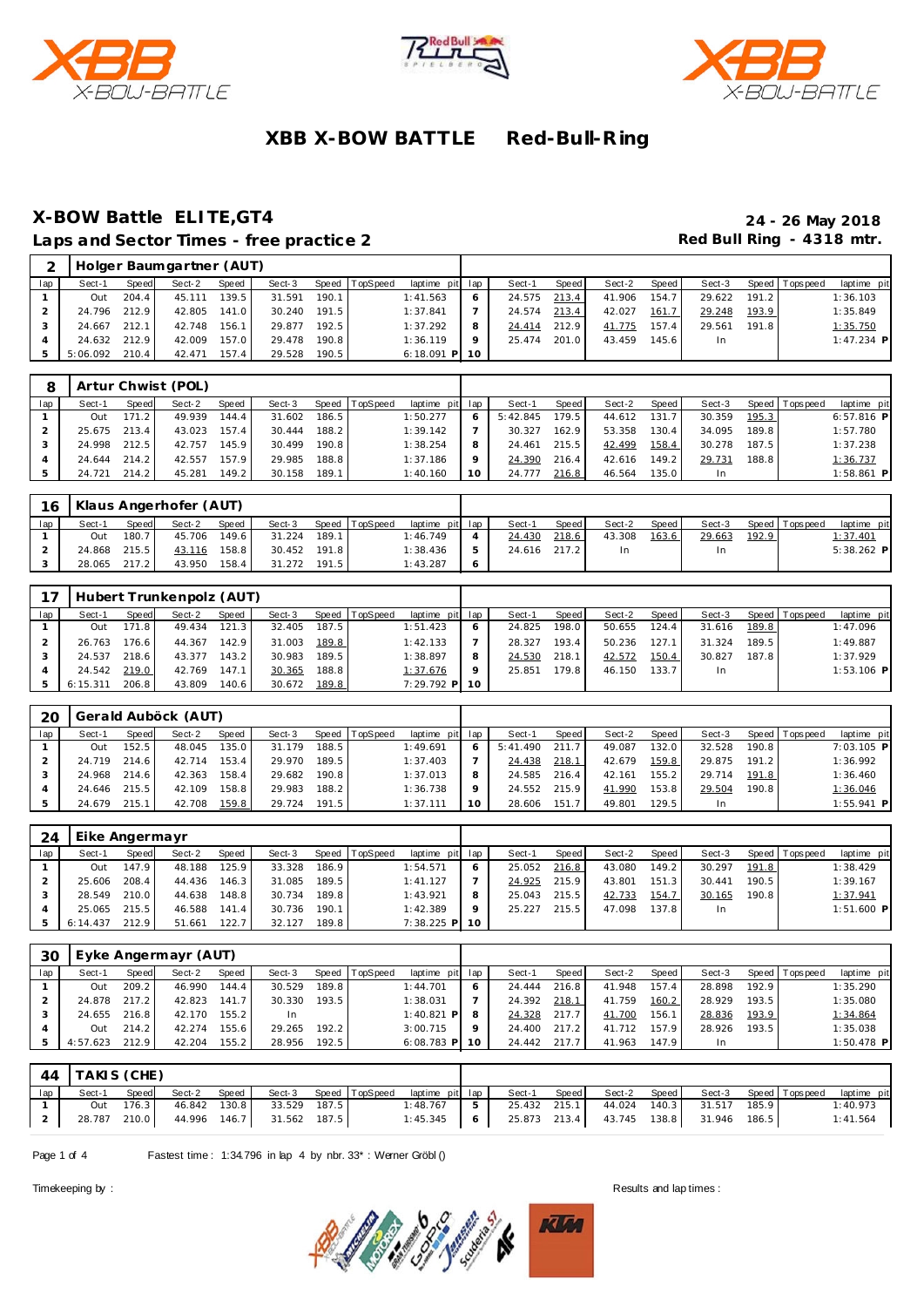# XBB X-BOW BATTLE Red-Bull-Ring

## X-BOW Battle ELITE,GT4

**24 - 26 May 2018**

### Laps and Sector Times - free practice 2

**Red Bull Ring - 4318 mtr.**

| 2 | Holger Baumgartner (AUT) | | | | | | | | | | | | | | | | |
|---|---|---|---|---|---|---|---|---|---|---|---|---|---|---|---|---|---|
| lap | Sect-1 | Speed | Sect-2 | Speed | Sect-3 | Speed | TopSpeed | laptime pit | lap | Sect-1 | Speed | Sect-2 | Speed | Sect-3 | Speed | Topspeed | laptime pit |
| 1 | Out | 204.4 | 45.111 | 139.5 | 31.591 | 190.1 | | 1:41.563 | 6 | 24.575 | 213.4 | 41.906 | 154.7 | 29.622 | 191.2 | | 1:36.103 |
| 2 | 24.796 | 212.9 | 42.805 | 141.0 | 30.240 | 191.5 | | 1:37.841 | 7 | 24.574 | 213.4 | 42.027 | 161.7 | 29.248 | 193.9 | | 1:35.849 |
| 3 | 24.667 | 212.1 | 42.748 | 156.1 | 29.877 | 192.5 | | 1:37.292 | 8 | 24.414 | 212.9 | 41.775 | 157.4 | 29.561 | 191.8 | | 1:35.750 |
| 4 | 24.632 | 212.9 | 42.009 | 157.0 | 29.478 | 190.8 | | 1:36.119 | 9 | 25.474 | 201.0 | 43.459 | 145.6 | In | | | 1:47.234 P |
| 5 | 5:06.092 | 210.4 | 42.471 | 157.4 | 29.528 | 190.5 | | 6:18.091 P | 10 | | | | | | | | |

| 8 | Artur Chwist (POL) | | | | | | | | | | | | | | | | |
|---|---|---|---|---|---|---|---|---|---|---|---|---|---|---|---|---|---|
| lap | Sect-1 | Speed | Sect-2 | Speed | Sect-3 | Speed | TopSpeed | laptime pit | lap | Sect-1 | Speed | Sect-2 | Speed | Sect-3 | Speed | Topspeed | laptime pit |
| 1 | Out | 171.2 | 49.939 | 144.4 | 31.602 | 186.5 | | 1:50.277 | 6 | 5:42.845 | 179.5 | 44.612 | 131.7 | 30.359 | 195.3 | | 6:57.816 P |
| 2 | 25.675 | 213.4 | 43.023 | 157.4 | 30.444 | 188.2 | | 1:39.142 | 7 | 30.327 | 162.9 | 53.358 | 130.4 | 34.095 | 189.8 | | 1:57.780 |
| 3 | 24.998 | 212.5 | 42.757 | 145.9 | 30.499 | 190.8 | | 1:38.254 | 8 | 24.461 | 215.5 | 42.499 | 158.4 | 30.278 | 187.5 | | 1:37.238 |
| 4 | 24.644 | 214.2 | 42.557 | 157.9 | 29.985 | 188.8 | | 1:37.186 | 9 | 24.390 | 216.4 | 42.616 | 149.2 | 29.731 | 188.8 | | 1:36.737 |
| 5 | 24.721 | 214.2 | 45.281 | 149.2 | 30.158 | 189.1 | | 1:40.160 | 10 | 24.777 | 216.8 | 46.564 | 135.0 | In | | | 1:58.861 P |

| 16 | Klaus Angerhofer (AUT) | | | | | | | | | | | | | | | | |
|---|---|---|---|---|---|---|---|---|---|---|---|---|---|---|---|---|---|
| lap | Sect-1 | Speed | Sect-2 | Speed | Sect-3 | Speed | TopSpeed | laptime pit | lap | Sect-1 | Speed | Sect-2 | Speed | Sect-3 | Speed | Topspeed | laptime pit |
| 1 | Out | 180.7 | 45.706 | 149.6 | 31.224 | 189.1 | | 1:46.749 | 4 | 24.430 | 218.6 | 43.308 | 163.6 | 29.663 | 192.9 | | 1:37.401 |
| 2 | 24.868 | 215.5 | 43.116 | 158.8 | 30.452 | 191.8 | | 1:38.436 | 5 | 24.616 | 217.2 | In | | In | | | 5:38.262 P |
| 3 | 28.065 | 217.2 | 43.950 | 158.4 | 31.272 | 191.5 | | 1:43.287 | 6 | | | | | | | | |

| 17 | Hubert Trunkenpolz (AUT) | | | | | | | | | | | | | | | | |
|---|---|---|---|---|---|---|---|---|---|---|---|---|---|---|---|---|---|
| lap | Sect-1 | Speed | Sect-2 | Speed | Sect-3 | Speed | TopSpeed | laptime pit | lap | Sect-1 | Speed | Sect-2 | Speed | Sect-3 | Speed | Topspeed | laptime pit |
| 1 | Out | 171.8 | 49.434 | 121.3 | 32.405 | 187.5 | | 1:51.423 | 6 | 24.825 | 198.0 | 50.655 | 124.4 | 31.616 | 189.8 | | 1:47.096 |
| 2 | 26.763 | 176.6 | 44.367 | 142.9 | 31.003 | 189.8 | | 1:42.133 | 7 | 28.327 | 193.4 | 50.236 | 127.1 | 31.324 | 189.5 | | 1:49.887 |
| 3 | 24.537 | 218.6 | 43.377 | 143.2 | 30.983 | 189.5 | | 1:38.897 | 8 | 24.530 | 218.1 | 42.572 | 150.4 | 30.827 | 187.8 | | 1:37.929 |
| 4 | 24.542 | 219.0 | 42.769 | 147.1 | 30.365 | 188.8 | | 1:37.676 | 9 | 25.851 | 179.8 | 46.150 | 133.7 | In | | | 1:53.106 P |
| 5 | 6:15.311 | 206.8 | 43.809 | 140.6 | 30.672 | 189.8 | | 7:29.792 P | 10 | | | | | | | | |

| 20 | Gerald Auböck (AUT) | | | | | | | | | | | | | | | | |
|---|---|---|---|---|---|---|---|---|---|---|---|---|---|---|---|---|---|
| lap | Sect-1 | Speed | Sect-2 | Speed | Sect-3 | Speed | TopSpeed | laptime pit | lap | Sect-1 | Speed | Sect-2 | Speed | Sect-3 | Speed | Topspeed | laptime pit |
| 1 | Out | 152.5 | 48.045 | 135.0 | 31.179 | 188.5 | | 1:49.691 | 6 | 5:41.490 | 211.7 | 49.087 | 132.0 | 32.528 | 190.8 | | 7:03.105 P |
| 2 | 24.719 | 214.6 | 42.714 | 153.4 | 29.970 | 189.5 | | 1:37.403 | 7 | 24.438 | 218.1 | 42.679 | 159.8 | 29.875 | 191.2 | | 1:36.992 |
| 3 | 24.968 | 214.6 | 42.363 | 158.4 | 29.682 | 190.8 | | 1:37.013 | 8 | 24.585 | 216.4 | 42.161 | 155.2 | 29.714 | 191.8 | | 1:36.460 |
| 4 | 24.646 | 215.5 | 42.109 | 158.8 | 29.983 | 188.2 | | 1:36.738 | 9 | 24.552 | 215.9 | 41.990 | 153.8 | 29.504 | 190.8 | | 1:36.046 |
| 5 | 24.679 | 215.1 | 42.708 | 159.8 | 29.724 | 191.5 | | 1:37.111 | 10 | 28.606 | 151.7 | 49.801 | 129.5 | In | | | 1:55.941 P |

| 24 | Eike Angermayr | | | | | | | | | | | | | | | | |
|---|---|---|---|---|---|---|---|---|---|---|---|---|---|---|---|---|---|
| lap | Sect-1 | Speed | Sect-2 | Speed | Sect-3 | Speed | TopSpeed | laptime pit | lap | Sect-1 | Speed | Sect-2 | Speed | Sect-3 | Speed | Topspeed | laptime pit |
| 1 | Out | 147.9 | 48.188 | 125.9 | 33.328 | 186.9 | | 1:54.571 | 6 | 25.052 | 216.8 | 43.080 | 149.2 | 30.297 | 191.8 | | 1:38.429 |
| 2 | 25.606 | 208.4 | 44.436 | 146.3 | 31.085 | 189.5 | | 1:41.127 | 7 | 24.925 | 215.9 | 43.801 | 151.3 | 30.441 | 190.5 | | 1:39.167 |
| 3 | 28.549 | 210.0 | 44.638 | 148.8 | 30.734 | 189.8 | | 1:43.921 | 8 | 25.043 | 215.5 | 42.733 | 154.7 | 30.165 | 190.8 | | 1:37.941 |
| 4 | 25.065 | 215.5 | 46.588 | 141.4 | 30.736 | 190.1 | | 1:42.389 | 9 | 25.227 | 215.5 | 47.098 | 137.8 | In | | | 1:51.600 P |
| 5 | 6:14.437 | 212.9 | 51.661 | 122.7 | 32.127 | 189.8 | | 7:38.225 P | 10 | | | | | | | | |

| 30 | Eyke Angermayr (AUT) | | | | | | | | | | | | | | | | |
|---|---|---|---|---|---|---|---|---|---|---|---|---|---|---|---|---|---|
| lap | Sect-1 | Speed | Sect-2 | Speed | Sect-3 | Speed | TopSpeed | laptime pit | lap | Sect-1 | Speed | Sect-2 | Speed | Sect-3 | Speed | Topspeed | laptime pit |
| 1 | Out | 209.2 | 46.990 | 144.4 | 30.529 | 189.8 | | 1:44.701 | 6 | 24.444 | 216.8 | 41.948 | 157.4 | 28.898 | 192.9 | | 1:35.290 |
| 2 | 24.878 | 217.2 | 42.823 | 141.7 | 30.330 | 193.5 | | 1:38.031 | 7 | 24.392 | 218.1 | 41.759 | 160.2 | 28.929 | 193.5 | | 1:35.080 |
| 3 | 24.655 | 216.8 | 42.170 | 155.2 | In | | | 1:40.821 P | 8 | 24.328 | 217.7 | 41.700 | 156.1 | 28.836 | 193.9 | | 1:34.864 |
| 4 | Out | 214.2 | 42.274 | 155.6 | 29.265 | 192.2 | | 3:00.715 | 9 | 24.400 | 217.2 | 41.712 | 157.9 | 28.926 | 193.5 | | 1:35.038 |
| 5 | 4:57.623 | 212.9 | 42.204 | 155.2 | 28.956 | 192.5 | | 6:08.783 P | 10 | 24.442 | 217.7 | 41.963 | 147.9 | In | | | 1:50.478 P |

| 44 | TAKIS (CHE) | | | | | | | | | | | | | | | | |
|---|---|---|---|---|---|---|---|---|---|---|---|---|---|---|---|---|---|
| lap | Sect-1 | Speed | Sect-2 | Speed | Sect-3 | Speed | TopSpeed | laptime pit | lap | Sect-1 | Speed | Sect-2 | Speed | Sect-3 | Speed | Topspeed | laptime pit |
| 1 | Out | 176.3 | 46.842 | 130.8 | 33.529 | 187.5 | | 1:48.767 | 5 | 25.432 | 215.1 | 44.024 | 140.3 | 31.517 | 185.9 | | 1:40.973 |
| 2 | 28.787 | 210.0 | 44.996 | 146.7 | 31.562 | 187.5 | | 1:45.345 | 6 | 25.873 | 213.4 | 43.745 | 138.8 | 31.946 | 186.5 | | 1:41.564 |

Fastest time : 1:34.796 in lap 4 by nbr. 33* : Werner Gröbl ()

Timekeeping by :

Results and lap times :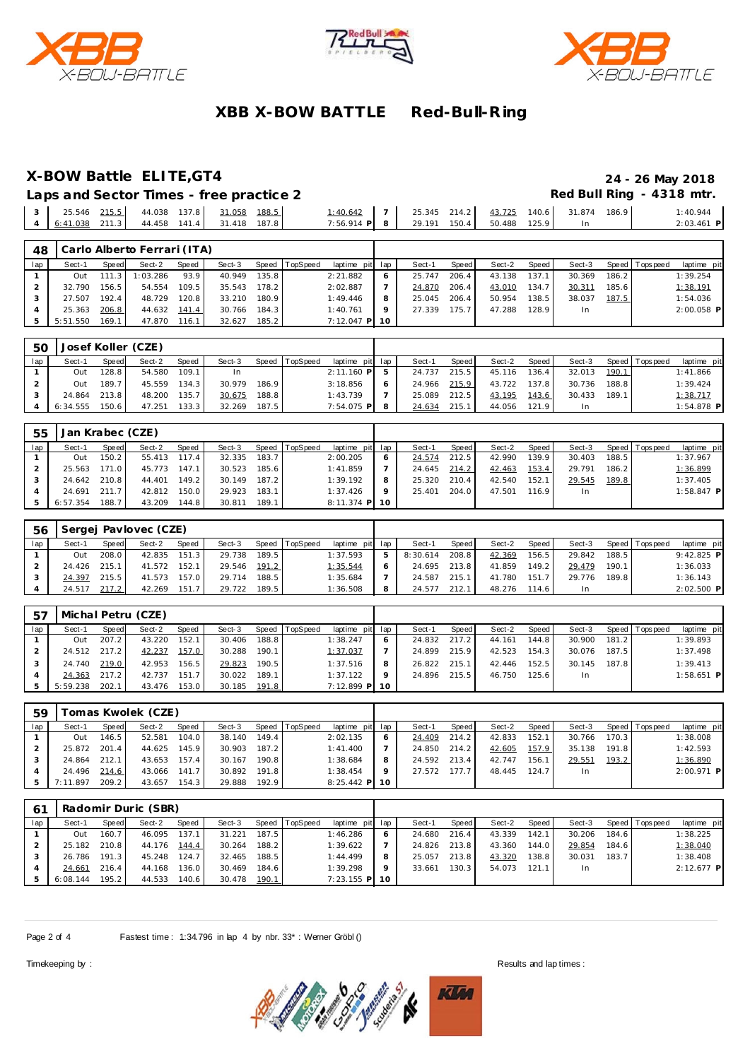# XBB X-BOW BATTLE Red-Bull-Ring

## X-BOW Battle ELITE,GT4

**24 - 26 May 2018**

### Laps and Sector Times - free practice 2

**Red Bull Ring - 4318 mtr.**

| lap | Sect-1 | Speed | Sect-2 | Speed | Sect-3 | Speed | TopSpeed | laptime pit | lap | Sect-1 | Speed | Sect-2 | Speed | Sect-3 | Speed | Topspeed | laptime pit |
|---|---|---|---|---|---|---|---|---|---|---|---|---|---|---|---|---|---|
| 3 | 25.546 | 215.5 | 44.038 | 137.8 | 31.058 | 188.5 | | 1:40.642 | 7 | 25.345 | 214.2 | 43.725 | 140.6 | 31.874 | 186.9 | | 1:40.944 |
| 4 | 6:41.038 | 211.3 | 44.458 | 141.4 | 31.418 | 187.8 | | 7:56.914 P | 8 | 29.191 | 150.4 | 50.488 | 125.9 | In | | | 2:03.461 P |

**48 Carlo Alberto Ferrari (ITA)**

| lap | Sect-1 | Speed | Sect-2 | Speed | Sect-3 | Speed | TopSpeed | laptime pit | lap | Sect-1 | Speed | Sect-2 | Speed | Sect-3 | Speed | Topspeed | laptime pit |
|---|---|---|---|---|---|---|---|---|---|---|---|---|---|---|---|---|---|
| 1 | Out | 111.3 | 1:03.286 | 93.9 | 40.949 | 135.8 | | 2:21.882 | 6 | 25.747 | 206.4 | 43.138 | 137.1 | 30.369 | 186.2 | | 1:39.254 |
| 2 | 32.790 | 156.5 | 54.554 | 109.5 | 35.543 | 178.2 | | 2:02.887 | 7 | 24.870 | 206.4 | 43.010 | 134.7 | 30.311 | 185.6 | | 1:38.191 |
| 3 | 27.507 | 192.4 | 48.729 | 120.8 | 33.210 | 180.9 | | 1:49.446 | 8 | 25.045 | 206.4 | 50.954 | 138.5 | 38.037 | 187.5 | | 1:54.036 |
| 4 | 25.363 | 206.8 | 44.632 | 141.4 | 30.766 | 184.3 | | 1:40.761 | 9 | 27.339 | 175.7 | 47.288 | 128.9 | In | | | 2:00.058 P |
| 5 | 5:51.550 | 169.1 | 47.870 | 116.1 | 32.627 | 185.2 | | 7:12.047 P | 10 | | | | | | | | |

**50 Josef Koller (CZE)**

| lap | Sect-1 | Speed | Sect-2 | Speed | Sect-3 | Speed | TopSpeed | laptime pit | lap | Sect-1 | Speed | Sect-2 | Speed | Sect-3 | Speed | Topspeed | laptime pit |
|---|---|---|---|---|---|---|---|---|---|---|---|---|---|---|---|---|---|
| 1 | Out | 128.8 | 54.580 | 109.1 | In | | | 2:11.160 P | 5 | 24.737 | 215.5 | 45.116 | 136.4 | 32.013 | 190.1 | | 1:41.866 |
| 2 | Out | 189.7 | 45.559 | 134.3 | 30.979 | 186.9 | | 3:18.856 | 6 | 24.966 | 215.9 | 43.722 | 137.8 | 30.736 | 188.8 | | 1:39.424 |
| 3 | 24.864 | 213.8 | 48.200 | 135.7 | 30.675 | 188.8 | | 1:43.739 | 7 | 25.089 | 212.5 | 43.195 | 143.6 | 30.433 | 189.1 | | 1:38.717 |
| 4 | 6:34.555 | 150.6 | 47.251 | 133.3 | 32.269 | 187.5 | | 7:54.075 P | 8 | 24.634 | 215.1 | 44.056 | 121.9 | In | | | 1:54.878 P |

**55 Jan Krabec (CZE)**

| lap | Sect-1 | Speed | Sect-2 | Speed | Sect-3 | Speed | TopSpeed | laptime pit | lap | Sect-1 | Speed | Sect-2 | Speed | Sect-3 | Speed | Topspeed | laptime pit |
|---|---|---|---|---|---|---|---|---|---|---|---|---|---|---|---|---|---|
| 1 | Out | 150.2 | 55.413 | 117.4 | 32.335 | 183.7 | | 2:00.205 | 6 | 24.574 | 212.5 | 42.990 | 139.9 | 30.403 | 188.5 | | 1:37.967 |
| 2 | 25.563 | 171.0 | 45.773 | 147.1 | 30.523 | 185.6 | | 1:41.859 | 7 | 24.645 | 214.2 | 42.463 | 153.4 | 29.791 | 186.2 | | 1:36.899 |
| 3 | 24.642 | 210.8 | 44.401 | 149.2 | 30.149 | 187.2 | | 1:39.192 | 8 | 25.320 | 210.4 | 42.540 | 152.1 | 29.545 | 189.8 | | 1:37.405 |
| 4 | 24.691 | 211.7 | 42.812 | 150.0 | 29.923 | 183.1 | | 1:37.426 | 9 | 25.401 | 204.0 | 47.501 | 116.9 | In | | | 1:58.847 P |
| 5 | 6:57.354 | 188.7 | 43.209 | 144.8 | 30.811 | 189.1 | | 8:11.374 P | 10 | | | | | | | | |

**56 Sergej Pavlovec (CZE)**

| lap | Sect-1 | Speed | Sect-2 | Speed | Sect-3 | Speed | TopSpeed | laptime pit | lap | Sect-1 | Speed | Sect-2 | Speed | Sect-3 | Speed | Topspeed | laptime pit |
|---|---|---|---|---|---|---|---|---|---|---|---|---|---|---|---|---|---|
| 1 | Out | 208.0 | 42.835 | 151.3 | 29.738 | 189.5 | | 1:37.593 | 5 | 8:30.614 | 208.8 | 42.369 | 156.5 | 29.842 | 188.5 | | 9:42.825 P |
| 2 | 24.426 | 215.1 | 41.572 | 152.1 | 29.546 | 191.2 | | 1:35.544 | 6 | 24.695 | 213.8 | 41.859 | 149.2 | 29.479 | 190.1 | | 1:36.033 |
| 3 | 24.397 | 215.5 | 41.573 | 157.0 | 29.714 | 188.5 | | 1:35.684 | 7 | 24.587 | 215.1 | 41.780 | 151.7 | 29.776 | 189.8 | | 1:36.143 |
| 4 | 24.517 | 217.2 | 42.269 | 151.7 | 29.722 | 189.5 | | 1:36.508 | 8 | 24.577 | 212.1 | 48.276 | 114.6 | In | | | 2:02.500 P |

**57 Michal Petru (CZE)**

| lap | Sect-1 | Speed | Sect-2 | Speed | Sect-3 | Speed | TopSpeed | laptime pit | lap | Sect-1 | Speed | Sect-2 | Speed | Sect-3 | Speed | Topspeed | laptime pit |
|---|---|---|---|---|---|---|---|---|---|---|---|---|---|---|---|---|---|
| 1 | Out | 207.2 | 43.220 | 152.1 | 30.406 | 188.8 | | 1:38.247 | 6 | 24.832 | 217.2 | 44.161 | 144.8 | 30.900 | 181.2 | | 1:39.893 |
| 2 | 24.512 | 217.2 | 42.237 | 157.0 | 30.288 | 190.1 | | 1:37.037 | 7 | 24.899 | 215.9 | 42.523 | 154.3 | 30.076 | 187.5 | | 1:37.498 |
| 3 | 24.740 | 219.0 | 42.953 | 156.5 | 29.823 | 190.5 | | 1:37.516 | 8 | 26.822 | 215.1 | 42.446 | 152.5 | 30.145 | 187.8 | | 1:39.413 |
| 4 | 24.363 | 217.2 | 42.737 | 151.7 | 30.022 | 189.1 | | 1:37.122 | 9 | 24.896 | 215.5 | 46.750 | 125.6 | In | | | 1:58.651 P |
| 5 | 5:59.238 | 202.1 | 43.476 | 153.0 | 30.185 | 191.8 | | 7:12.899 P | 10 | | | | | | | | |

**59 Tomas Kwolek (CZE)**

| lap | Sect-1 | Speed | Sect-2 | Speed | Sect-3 | Speed | TopSpeed | laptime pit | lap | Sect-1 | Speed | Sect-2 | Speed | Sect-3 | Speed | Topspeed | laptime pit |
|---|---|---|---|---|---|---|---|---|---|---|---|---|---|---|---|---|---|
| 1 | Out | 146.5 | 52.581 | 104.0 | 38.140 | 149.4 | | 2:02.135 | 6 | 24.409 | 214.2 | 42.833 | 152.1 | 30.766 | 170.3 | | 1:38.008 |
| 2 | 25.872 | 201.4 | 44.625 | 145.9 | 30.903 | 187.2 | | 1:41.400 | 7 | 24.850 | 214.2 | 42.605 | 157.9 | 35.138 | 191.8 | | 1:42.593 |
| 3 | 24.864 | 212.1 | 43.653 | 157.4 | 30.167 | 190.8 | | 1:38.684 | 8 | 24.592 | 213.4 | 42.747 | 156.1 | 29.551 | 193.2 | | 1:36.890 |
| 4 | 24.496 | 214.6 | 43.066 | 141.7 | 30.892 | 191.8 | | 1:38.454 | 9 | 27.572 | 177.7 | 48.445 | 124.7 | In | | | 2:00.971 P |
| 5 | 7:11.897 | 209.2 | 43.657 | 154.3 | 29.888 | 192.9 | | 8:25.442 P | 10 | | | | | | | | |

**61 Radomir Duric (SBR)**

| lap | Sect-1 | Speed | Sect-2 | Speed | Sect-3 | Speed | TopSpeed | laptime pit | lap | Sect-1 | Speed | Sect-2 | Speed | Sect-3 | Speed | Topspeed | laptime pit |
|---|---|---|---|---|---|---|---|---|---|---|---|---|---|---|---|---|---|
| 1 | Out | 160.7 | 46.095 | 137.1 | 31.221 | 187.5 | | 1:46.286 | 6 | 24.680 | 216.4 | 43.339 | 142.1 | 30.206 | 184.6 | | 1:38.225 |
| 2 | 25.182 | 210.8 | 44.176 | 144.4 | 30.264 | 188.2 | | 1:39.622 | 7 | 24.826 | 213.8 | 43.360 | 144.0 | 29.854 | 184.6 | | 1:38.040 |
| 3 | 26.786 | 191.3 | 45.248 | 124.7 | 32.465 | 188.5 | | 1:44.499 | 8 | 25.057 | 213.8 | 43.320 | 138.8 | 30.031 | 183.7 | | 1:38.408 |
| 4 | 24.661 | 216.4 | 44.168 | 136.0 | 30.469 | 184.6 | | 1:39.298 | 9 | 33.661 | 130.3 | 54.073 | 121.1 | In | | | 2:12.677 P |
| 5 | 6:08.144 | 195.2 | 44.533 | 140.6 | 30.478 | 190.1 | | 7:23.155 P | 10 | | | | | | | | |

Fastest time : 1:34.796 in lap 4 by nbr. 33* : Werner Gröbl ()

Timekeeping by : Results and lap times :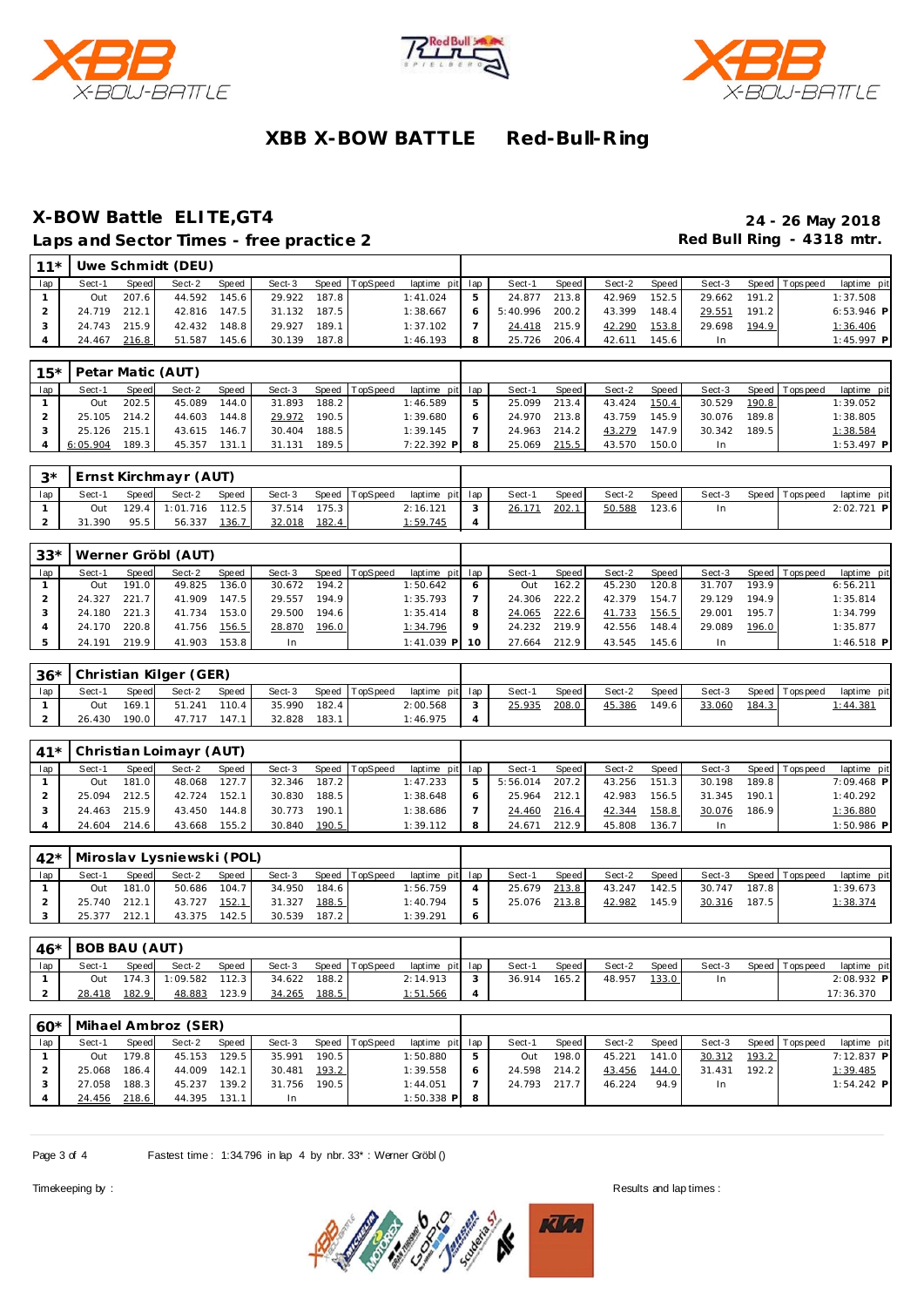# XBB X-BOW BATTLE Red-Bull-Ring

## X-BOW Battle ELITE,GT4

**24 - 26 May 2018**

### Laps and Sector Times - free practice 2

**Red Bull Ring - 4318 mtr.**

| 11* | Uwe Schmidt (DEU) | | | | | | | | | | | | | | | | | |
|---|---|---|---|---|---|---|---|---|---|---|---|---|---|---|---|---|---|---|
| lap | Sect-1 | Speed | Sect-2 | Speed | Sect-3 | Speed | TopSpeed | laptime pit | lap | Sect-1 | Speed | Sect-2 | Speed | Sect-3 | Speed | Topspeed | laptime pit |
| 1 | Out | 207.6 | 44.592 | 145.6 | 29.922 | 187.8 | | 1:41.024 | 5 | 24.877 | 213.8 | 42.969 | 152.5 | 29.662 | 191.2 | | 1:37.508 |
| 2 | 24.719 | 212.1 | 42.816 | 147.5 | 31.132 | 187.5 | | 1:38.667 | 6 | 5:40.996 | 200.2 | 43.399 | 148.4 | 29.551 | 191.2 | | 6:53.946 P |
| 3 | 24.743 | 215.9 | 42.432 | 148.8 | 29.927 | 189.1 | | 1:37.102 | 7 | 24.418 | 215.9 | 42.290 | 153.8 | 29.698 | 194.9 | | 1:36.406 |
| 4 | 24.467 | 216.8 | 51.587 | 145.6 | 30.139 | 187.8 | | 1:46.193 | 8 | 25.726 | 206.4 | 42.611 | 145.6 | In | | | 1:45.997 P |

| 15* | Petar Matic (AUT) | | | | | | | | | | | | | | | | | |
|---|---|---|---|---|---|---|---|---|---|---|---|---|---|---|---|---|---|---|
| lap | Sect-1 | Speed | Sect-2 | Speed | Sect-3 | Speed | TopSpeed | laptime pit | lap | Sect-1 | Speed | Sect-2 | Speed | Sect-3 | Speed | Topspeed | laptime pit |
| 1 | Out | 202.5 | 45.089 | 144.0 | 31.893 | 188.2 | | 1:46.589 | 5 | 25.099 | 213.4 | 43.424 | 150.4 | 30.529 | 190.8 | | 1:39.052 |
| 2 | 25.105 | 214.2 | 44.603 | 144.8 | 29.972 | 190.5 | | 1:39.680 | 6 | 24.970 | 213.8 | 43.759 | 145.9 | 30.076 | 189.8 | | 1:38.805 |
| 3 | 25.126 | 215.1 | 43.615 | 146.7 | 30.404 | 188.5 | | 1:39.145 | 7 | 24.963 | 214.2 | 43.279 | 147.9 | 30.342 | 189.5 | | 1:38.584 |
| 4 | 6:05.904 | 189.3 | 45.357 | 131.1 | 31.131 | 189.5 | | 7:22.392 P | 8 | 25.069 | 215.5 | 43.570 | 150.0 | In | | | 1:53.497 P |

| 3* | Ernst Kirchmayr (AUT) | | | | | | | | | | | | | | | | | |
|---|---|---|---|---|---|---|---|---|---|---|---|---|---|---|---|---|---|---|
| lap | Sect-1 | Speed | Sect-2 | Speed | Sect-3 | Speed | TopSpeed | laptime pit | lap | Sect-1 | Speed | Sect-2 | Speed | Sect-3 | Speed | Topspeed | laptime pit |
| 1 | Out | 129.4 | 1:01.716 | 112.5 | 37.514 | 175.3 | | 2:16.121 | 3 | 26.171 | 202.1 | 50.588 | 123.6 | In | | | 2:02.721 P |
| 2 | 31.390 | 95.5 | 56.337 | 136.7 | 32.018 | 182.4 | | 1:59.745 | 4 | | | | | | | | |

| 33* | Werner Gröbl (AUT) | | | | | | | | | | | | | | | | | |
|---|---|---|---|---|---|---|---|---|---|---|---|---|---|---|---|---|---|---|
| lap | Sect-1 | Speed | Sect-2 | Speed | Sect-3 | Speed | TopSpeed | laptime pit | lap | Sect-1 | Speed | Sect-2 | Speed | Sect-3 | Speed | Topspeed | laptime pit |
| 1 | Out | 191.0 | 49.825 | 136.0 | 30.672 | 194.2 | | 1:50.642 | 6 | Out | 162.2 | 45.230 | 120.8 | 31.707 | 193.9 | | 6:56.211 |
| 2 | 24.327 | 221.7 | 41.909 | 147.5 | 29.557 | 194.9 | | 1:35.793 | 7 | 24.306 | 222.2 | 42.379 | 154.7 | 29.129 | 194.9 | | 1:35.814 |
| 3 | 24.180 | 221.3 | 41.734 | 153.0 | 29.500 | 194.6 | | 1:35.414 | 8 | 24.065 | 222.6 | 41.733 | 156.5 | 29.001 | 195.7 | | 1:34.799 |
| 4 | 24.170 | 220.8 | 41.756 | 156.5 | 28.870 | 196.0 | | 1:34.796 | 9 | 24.232 | 219.9 | 42.556 | 148.4 | 29.089 | 196.0 | | 1:35.877 |
| 5 | 24.191 | 219.9 | 41.903 | 153.8 | In | | | 1:41.039 P | 10 | 27.664 | 212.9 | 43.545 | 145.6 | In | | | 1:46.518 P |

| 36* | Christian Kilger (GER) | | | | | | | | | | | | | | | | | |
|---|---|---|---|---|---|---|---|---|---|---|---|---|---|---|---|---|---|---|
| lap | Sect-1 | Speed | Sect-2 | Speed | Sect-3 | Speed | TopSpeed | laptime pit | lap | Sect-1 | Speed | Sect-2 | Speed | Sect-3 | Speed | Topspeed | laptime pit |
| 1 | Out | 169.1 | 51.241 | 110.4 | 35.990 | 182.4 | | 2:00.568 | 3 | 25.935 | 208.0 | 45.386 | 149.6 | 33.060 | 184.3 | | 1:44.381 |
| 2 | 26.430 | 190.0 | 47.717 | 147.1 | 32.828 | 183.1 | | 1:46.975 | 4 | | | | | | | | |

| 41* | Christian Loimayr (AUT) | | | | | | | | | | | | | | | | | |
|---|---|---|---|---|---|---|---|---|---|---|---|---|---|---|---|---|---|---|
| lap | Sect-1 | Speed | Sect-2 | Speed | Sect-3 | Speed | TopSpeed | laptime pit | lap | Sect-1 | Speed | Sect-2 | Speed | Sect-3 | Speed | Topspeed | laptime pit |
| 1 | Out | 181.0 | 48.068 | 127.7 | 32.346 | 187.2 | | 1:47.233 | 5 | 5:56.014 | 207.2 | 43.256 | 151.3 | 30.198 | 189.8 | | 7:09.468 P |
| 2 | 25.094 | 212.5 | 42.724 | 152.1 | 30.830 | 188.5 | | 1:38.648 | 6 | 25.964 | 212.1 | 42.983 | 156.5 | 31.345 | 190.1 | | 1:40.292 |
| 3 | 24.463 | 215.9 | 43.450 | 144.8 | 30.773 | 190.1 | | 1:38.686 | 7 | 24.460 | 216.4 | 42.344 | 158.8 | 30.076 | 186.9 | | 1:36.880 |
| 4 | 24.604 | 214.6 | 43.668 | 155.2 | 30.840 | 190.5 | | 1:39.112 | 8 | 24.671 | 212.9 | 45.808 | 136.7 | In | | | 1:50.986 P |

| 42* | Miroslav Lysniewski (POL) | | | | | | | | | | | | | | | | | |
|---|---|---|---|---|---|---|---|---|---|---|---|---|---|---|---|---|---|---|
| lap | Sect-1 | Speed | Sect-2 | Speed | Sect-3 | Speed | TopSpeed | laptime pit | lap | Sect-1 | Speed | Sect-2 | Speed | Sect-3 | Speed | Topspeed | laptime pit |
| 1 | Out | 181.0 | 50.686 | 104.7 | 34.950 | 184.6 | | 1:56.759 | 4 | 25.679 | 213.8 | 43.247 | 142.5 | 30.747 | 187.8 | | 1:39.673 |
| 2 | 25.740 | 212.1 | 43.727 | 152.1 | 31.327 | 188.5 | | 1:40.794 | 5 | 25.076 | 213.8 | 42.982 | 145.9 | 30.316 | 187.5 | | 1:38.374 |
| 3 | 25.377 | 212.1 | 43.375 | 142.5 | 30.539 | 187.2 | | 1:39.291 | 6 | | | | | | | | |

| 46* | BOB BAU (AUT) | | | | | | | | | | | | | | | | | |
|---|---|---|---|---|---|---|---|---|---|---|---|---|---|---|---|---|---|---|
| lap | Sect-1 | Speed | Sect-2 | Speed | Sect-3 | Speed | TopSpeed | laptime pit | lap | Sect-1 | Speed | Sect-2 | Speed | Sect-3 | Speed | Topspeed | laptime pit |
| 1 | Out | 174.3 | 1:09.582 | 112.3 | 34.622 | 188.2 | | 2:14.913 | 3 | 36.914 | 165.2 | 48.957 | 133.0 | In | | | 2:08.932 P |
| 2 | 28.418 | 182.9 | 48.883 | 123.9 | 34.265 | 188.5 | | 1:51.566 | 4 | | | | | | | | 17:36.370 |

| 60* | Mihael Ambroz (SER) | | | | | | | | | | | | | | | | | |
|---|---|---|---|---|---|---|---|---|---|---|---|---|---|---|---|---|---|---|
| lap | Sect-1 | Speed | Sect-2 | Speed | Sect-3 | Speed | TopSpeed | laptime pit | lap | Sect-1 | Speed | Sect-2 | Speed | Sect-3 | Speed | Topspeed | laptime pit |
| 1 | Out | 179.8 | 45.153 | 129.5 | 35.991 | 190.5 | | 1:50.880 | 5 | Out | 198.0 | 45.221 | 141.0 | 30.312 | 193.2 | | 7:12.837 P |
| 2 | 25.068 | 186.4 | 44.009 | 142.1 | 30.481 | 193.2 | | 1:39.558 | 6 | 24.598 | 214.2 | 43.456 | 144.0 | 31.431 | 192.2 | | 1:39.485 |
| 3 | 27.058 | 188.3 | 45.237 | 139.2 | 31.756 | 190.5 | | 1:44.051 | 7 | 24.793 | 217.7 | 46.224 | 94.9 | In | | | 1:54.242 P |
| 4 | 24.456 | 218.6 | 44.395 | 131.1 | In | | | 1:50.338 P | 8 | | | | | | | | |

Fastest time : 1:34.796 in lap 4 by nbr. 33* : Werner Gröbl ()

Timekeeping by :

Results and lap times :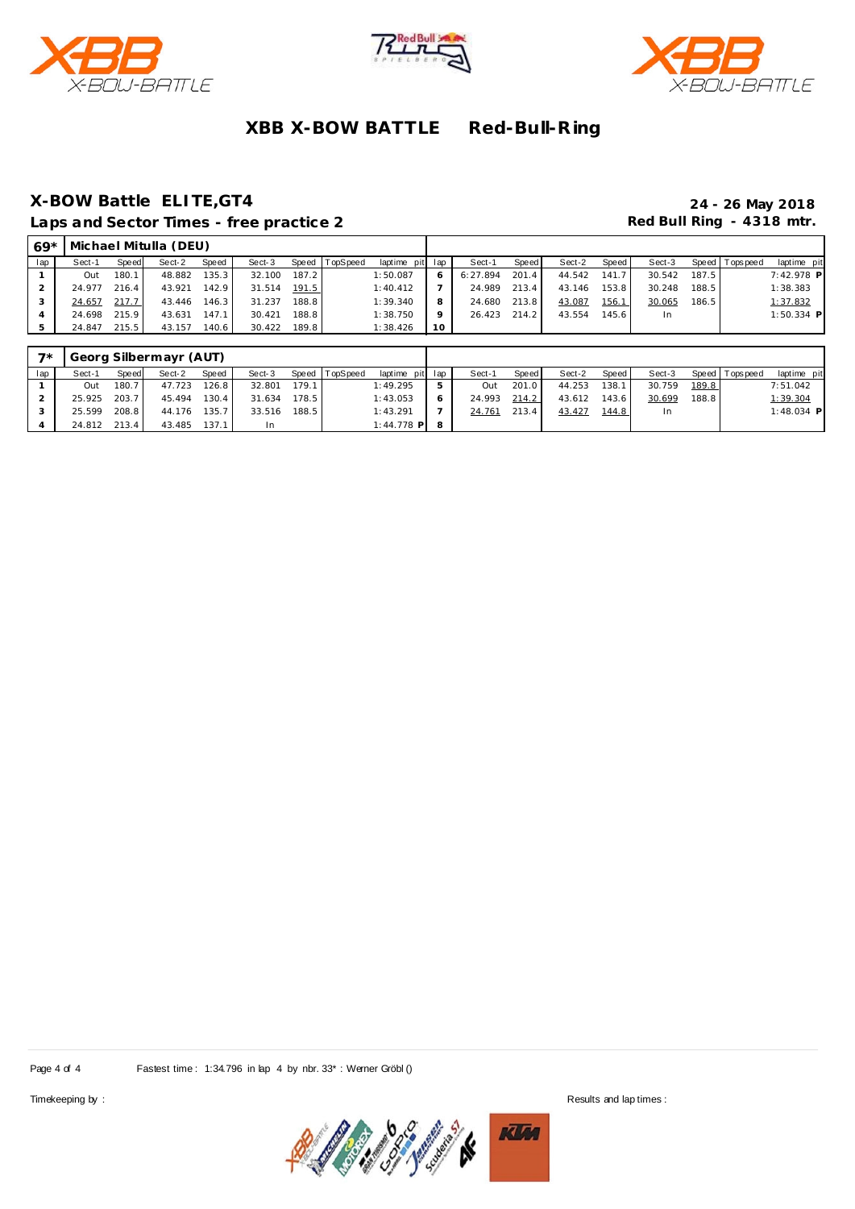# XBB X-BOW BATTLE Red-Bull-Ring

## X-BOW Battle ELITE,GT4

**24 - 26 May 2018**

### Laps and Sector Times - free practice 2

**Red Bull Ring - 4318 mtr.**

| 69* | Michael Mitulla (DEU) | | | | | | | | | | | | | | | | | |
|---|---|---|---|---|---|---|---|---|---|---|---|---|---|---|---|---|---|---|
| lap | Sect-1 | Speed | Sect-2 | Speed | Sect-3 | Speed | TopSpeed | laptime pit | lap | Sect-1 | Speed | Sect-2 | Speed | Sect-3 | Speed | Topspeed | laptime pit |
| 1 | Out | 180.1 | 48.882 | 135.3 | 32.100 | 187.2 | | 1:50.087 | 6 | 6:27.894 | 201.4 | 44.542 | 141.7 | 30.542 | 187.5 | | 7:42.978 P |
| 2 | 24.977 | 216.4 | 43.921 | 142.9 | 31.514 | 191.5 | | 1:40.412 | 7 | 24.989 | 213.4 | 43.146 | 153.8 | 30.248 | 188.5 | | 1:38.383 |
| 3 | 24.657 | 217.7 | 43.446 | 146.3 | 31.237 | 188.8 | | 1:39.340 | 8 | 24.680 | 213.8 | 43.087 | 156.1 | 30.065 | 186.5 | | 1:37.832 |
| 4 | 24.698 | 215.9 | 43.631 | 147.1 | 30.421 | 188.8 | | 1:38.750 | 9 | 26.423 | 214.2 | 43.554 | 145.6 | In | | | 1:50.334 P |
| 5 | 24.847 | 215.5 | 43.157 | 140.6 | 30.422 | 189.8 | | 1:38.426 | 10 | | | | | | | | |

| 7* | Georg Silbermayr (AUT) | | | | | | | | | | | | | | | | | |
|---|---|---|---|---|---|---|---|---|---|---|---|---|---|---|---|---|---|---|
| lap | Sect-1 | Speed | Sect-2 | Speed | Sect-3 | Speed | TopSpeed | laptime pit | lap | Sect-1 | Speed | Sect-2 | Speed | Sect-3 | Speed | Topspeed | laptime pit |
| 1 | Out | 180.7 | 47.723 | 126.8 | 32.801 | 179.1 | | 1:49.295 | 5 | Out | 201.0 | 44.253 | 138.1 | 30.759 | 189.8 | | 7:51.042 |
| 2 | 25.925 | 203.7 | 45.494 | 130.4 | 31.634 | 178.5 | | 1:43.053 | 6 | 24.993 | 214.2 | 43.612 | 143.6 | 30.699 | 188.8 | | 1:39.304 |
| 3 | 25.599 | 208.8 | 44.176 | 135.7 | 33.516 | 188.5 | | 1:43.291 | 7 | 24.761 | 213.4 | 43.427 | 144.8 | In | | | 1:48.034 P |
| 4 | 24.812 | 213.4 | 43.485 | 137.1 | In | | | 1:44.778 P | 8 | | | | | | | | |

Fastest time : 1:34.796 in lap 4 by nbr. 33* : Werner Gröbl ()

Timekeeping by :

Results and lap times :